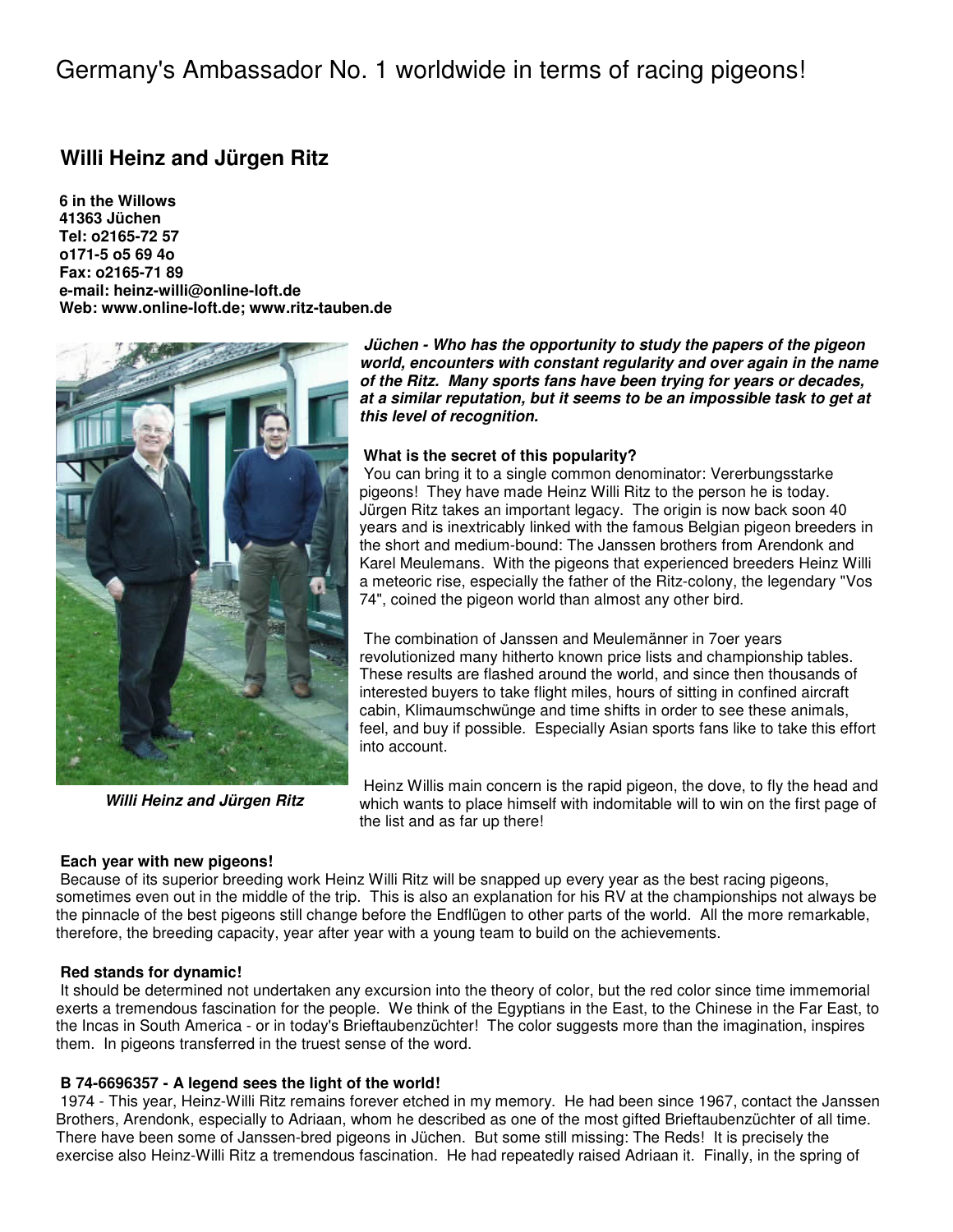# Germany's Ambassador No. 1 worldwide in terms of racing pigeons!

## Willi Heinz and Jürgen Ritz

**6 in the Willows**
**41363 Jüchen**
**Tel: o2165-72 57**
**o171-5 o5 69 4o**
**Fax: o2165-71 89**
**e-mail: heinz-willi@online-loft.de**
**Web: www.online-loft.de; www.ritz-tauben.de**

***Willi Heinz and Jürgen Ritz***

***Jüchen - Who has the opportunity to study the papers of the pigeon world, encounters with constant regularity and over again in the name of the Ritz. Many sports fans have been trying for years or decades, at a similar reputation, but it seems to be an impossible task to get at this level of recognition.***

**What is the secret of this popularity?**

You can bring it to a single common denominator: Vererbungsstarke pigeons! They have made Heinz Willi Ritz to the person he is today. Jürgen Ritz takes an important legacy. The origin is now back soon 40 years and is inextricably linked with the famous Belgian pigeon breeders in the short and medium-bound: The Janssen brothers from Arendonk and Karel Meulemans. With the pigeons that experienced breeders Heinz Willi a meteoric rise, especially the father of the Ritz-colony, the legendary "Vos 74", coined the pigeon world than almost any other bird.

The combination of Janssen and Meulemänner in 7oer years revolutionized many hitherto known price lists and championship tables. These results are flashed around the world, and since then thousands of interested buyers to take flight miles, hours of sitting in confined aircraft cabin, Klimaumschwünge and time shifts in order to see these animals, feel, and buy if possible. Especially Asian sports fans like to take this effort into account.

Heinz Willis main concern is the rapid pigeon, the dove, to fly the head and which wants to place himself with indomitable will to win on the first page of the list and as far up there!

**Each year with new pigeons!**

Because of its superior breeding work Heinz Willi Ritz will be snapped up every year as the best racing pigeons, sometimes even out in the middle of the trip. This is also an explanation for his RV at the championships not always be the pinnacle of the best pigeons still change before the Endflügen to other parts of the world. All the more remarkable, therefore, the breeding capacity, year after year with a young team to build on the achievements.

**Red stands for dynamic!**

It should be determined not undertaken any excursion into the theory of color, but the red color since time immemorial exerts a tremendous fascination for the people. We think of the Egyptians in the East, to the Chinese in the Far East, to the Incas in South America - or in today's Brieftaubenzüchter! The color suggests more than the imagination, inspires them. In pigeons transferred in the truest sense of the word.

**B 74-6696357 - A legend sees the light of the world!**

1974 - This year, Heinz-Willi Ritz remains forever etched in my memory. He had been since 1967, contact the Janssen Brothers, Arendonk, especially to Adriaan, whom he described as one of the most gifted Brieftaubenzüchter of all time. There have been some of Janssen-bred pigeons in Jüchen. But some still missing: The Reds! It is precisely the exercise also Heinz-Willi Ritz a tremendous fascination. He had repeatedly raised Adriaan it. Finally, in the spring of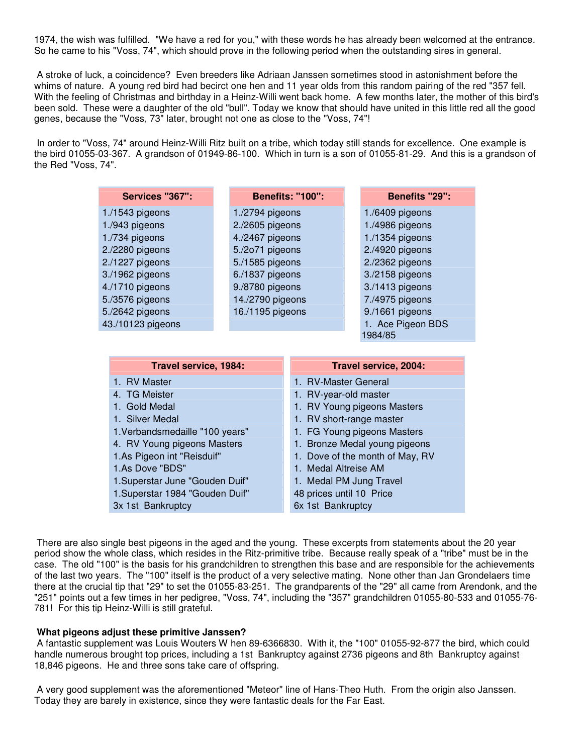1974, the wish was fulfilled. "We have a red for you," with these words he has already been welcomed at the entrance. So he came to his "Voss, 74", which should prove in the following period when the outstanding sires in general.

A stroke of luck, a coincidence? Even breeders like Adriaan Janssen sometimes stood in astonishment before the whims of nature. A young red bird had becirct one hen and 11 year olds from this random pairing of the red "357 fell. With the feeling of Christmas and birthday in a Heinz-Willi went back home. A few months later, the mother of this bird's been sold. These were a daughter of the old "bull". Today we know that should have united in this little red all the good genes, because the "Voss, 73" later, brought not one as close to the "Voss, 74"!

In order to "Voss, 74" around Heinz-Willi Ritz built on a tribe, which today still stands for excellence. One example is the bird 01055-03-367. A grandson of 01949-86-100. Which in turn is a son of 01055-81-29. And this is a grandson of the Red "Voss, 74".

| Services "367": |
|---|
| 1./1543 pigeons |
| 1./943 pigeons |
| 1./734 pigeons |
| 2./2280 pigeons |
| 2./1227 pigeons |
| 3./1962 pigeons |
| 4./1710 pigeons |
| 5./3576 pigeons |
| 5./2642 pigeons |
| 43./10123 pigeons |

| Benefits: "100": |
|---|
| 1./2794 pigeons |
| 2./2605 pigeons |
| 4./2467 pigeons |
| 5./2o71 pigeons |
| 5./1585 pigeons |
| 6./1837 pigeons |
| 9./8780 pigeons |
| 14./2790 pigeons |
| 16./1195 pigeons |

| Benefits "29": |
|---|
| 1./6409 pigeons |
| 1./4986 pigeons |
| 1./1354 pigeons |
| 2./4920 pigeons |
| 2./2362 pigeons |
| 3./2158 pigeons |
| 3./1413 pigeons |
| 7./4975 pigeons |
| 9./1661 pigeons |
| 1. Ace Pigeon BDS 1984/85 |

| Travel service, 1984: |
|---|
| 1. RV Master |
| 4. TG Meister |
| 1. Gold Medal |
| 1. Silver Medal |
| 1.Verbandsmedaille "100 years" |
| 4. RV Young pigeons Masters |
| 1.As Pigeon int "Reisduif" |
| 1.As Dove "BDS" |
| 1.Superstar June "Gouden Duif" |
| 1.Superstar 1984 "Gouden Duif" |
| 3x 1st Bankruptcy |

| Travel service, 2004: |
|---|
| 1. RV-Master General |
| 1. RV-year-old master |
| 1. RV Young pigeons Masters |
| 1. RV short-range master |
| 1. FG Young pigeons Masters |
| 1. Bronze Medal young pigeons |
| 1. Dove of the month of May, RV |
| 1. Medal Altreise AM |
| 1. Medal PM Jung Travel |
| 48 prices until 10 Price |
| 6x 1st Bankruptcy |

There are also single best pigeons in the aged and the young. These excerpts from statements about the 20 year period show the whole class, which resides in the Ritz-primitive tribe. Because really speak of a "tribe" must be in the case. The old "100" is the basis for his grandchildren to strengthen this base and are responsible for the achievements of the last two years. The "100" itself is the product of a very selective mating. None other than Jan Grondelaers time there at the crucial tip that "29" to set the 01055-83-251. The grandparents of the "29" all came from Arendonk, and the "251" points out a few times in her pedigree, "Voss, 74", including the "357" grandchildren 01055-80-533 and 01055-76-781! For this tip Heinz-Willi is still grateful.

**What pigeons adjust these primitive Janssen?**

A fantastic supplement was Louis Wouters W hen 89-6366830. With it, the "100" 01055-92-877 the bird, which could handle numerous brought top prices, including a 1st Bankruptcy against 2736 pigeons and 8th Bankruptcy against 18,846 pigeons. He and three sons take care of offspring.

A very good supplement was the aforementioned "Meteor" line of Hans-Theo Huth. From the origin also Janssen. Today they are barely in existence, since they were fantastic deals for the Far East.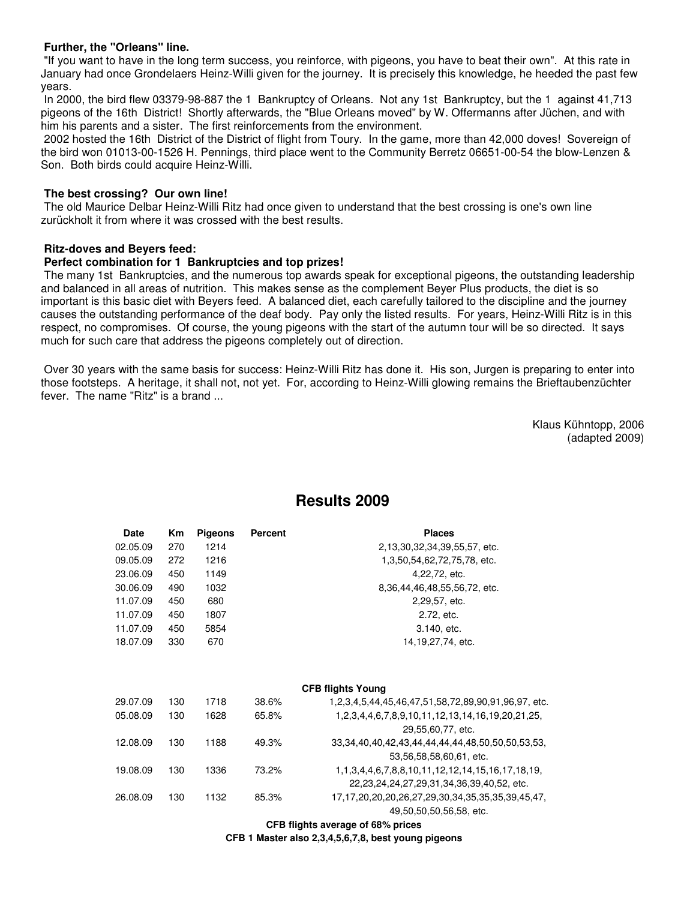**Further, the "Orleans" line.**

"If you want to have in the long term success, you reinforce, with pigeons, you have to beat their own". At this rate in January had once Grondelaers Heinz-Willi given for the journey. It is precisely this knowledge, he heeded the past few years.

In 2000, the bird flew 03379-98-887 the 1 Bankruptcy of Orleans. Not any 1st Bankruptcy, but the 1 against 41,713 pigeons of the 16th District! Shortly afterwards, the "Blue Orleans moved" by W. Offermanns after Jüchen, and with him his parents and a sister. The first reinforcements from the environment.

2002 hosted the 16th District of the District of flight from Toury. In the game, more than 42,000 doves! Sovereign of the bird won 01013-00-1526 H. Pennings, third place went to the Community Berretz 06651-00-54 the blow-Lenzen & Son. Both birds could acquire Heinz-Willi.

**The best crossing? Our own line!**

The old Maurice Delbar Heinz-Willi Ritz had once given to understand that the best crossing is one's own line zurückholt it from where it was crossed with the best results.

**Ritz-doves and Beyers feed:**
**Perfect combination for 1 Bankruptcies and top prizes!**

The many 1st Bankruptcies, and the numerous top awards speak for exceptional pigeons, the outstanding leadership and balanced in all areas of nutrition. This makes sense as the complement Beyer Plus products, the diet is so important is this basic diet with Beyers feed. A balanced diet, each carefully tailored to the discipline and the journey causes the outstanding performance of the deaf body. Pay only the listed results. For years, Heinz-Willi Ritz is in this respect, no compromises. Of course, the young pigeons with the start of the autumn tour will be so directed. It says much for such care that address the pigeons completely out of direction.

Over 30 years with the same basis for success: Heinz-Willi Ritz has done it. His son, Jurgen is preparing to enter into those footsteps. A heritage, it shall not, not yet. For, according to Heinz-Willi glowing remains the Brieftaubenzüchter fever. The name "Ritz" is a brand ...

Klaus Kühntopp, 2006
(adapted 2009)

## Results 2009

| Date | Km | Pigeons | Percent | Places |
|---|---|---|---|---|
| 02.05.09 | 270 | 1214 | | 2,13,30,32,34,39,55,57, etc. |
| 09.05.09 | 272 | 1216 | | 1,3,50,54,62,72,75,78, etc. |
| 23.06.09 | 450 | 1149 | | 4,22,72, etc. |
| 30.06.09 | 490 | 1032 | | 8,36,44,46,48,55,56,72, etc. |
| 11.07.09 | 450 | 680 | | 2,29,57, etc. |
| 11.07.09 | 450 | 1807 | | 2.72, etc. |
| 11.07.09 | 450 | 5854 | | 3.140, etc. |
| 18.07.09 | 330 | 670 | | 14,19,27,74, etc. |
| | | | | **CFB flights Young** |
| 29.07.09 | 130 | 1718 | 38.6% | 1,2,3,4,5,44,45,46,47,51,58,72,89,90,91,96,97, etc. |
| 05.08.09 | 130 | 1628 | 65.8% | 1,2,3,4,4,6,7,8,9,10,11,12,13,14,16,19,20,21,25, 29,55,60,77, etc. |
| 12.08.09 | 130 | 1188 | 49.3% | 33,34,40,40,42,43,44,44,44,44,48,50,50,50,53,53, 53,56,58,58,60,61, etc. |
| 19.08.09 | 130 | 1336 | 73.2% | 1,1,3,4,4,6,7,8,8,10,11,12,12,14,15,16,17,18,19, 22,23,24,24,27,29,31,34,36,39,40,52, etc. |
| 26.08.09 | 130 | 1132 | 85.3% | 17,17,20,20,20,26,27,29,30,34,35,35,35,39,45,47, 49,50,50,56,58, etc. |

**CFB flights average of 68% prices**

**CFB 1 Master also 2,3,4,5,6,7,8, best young pigeons**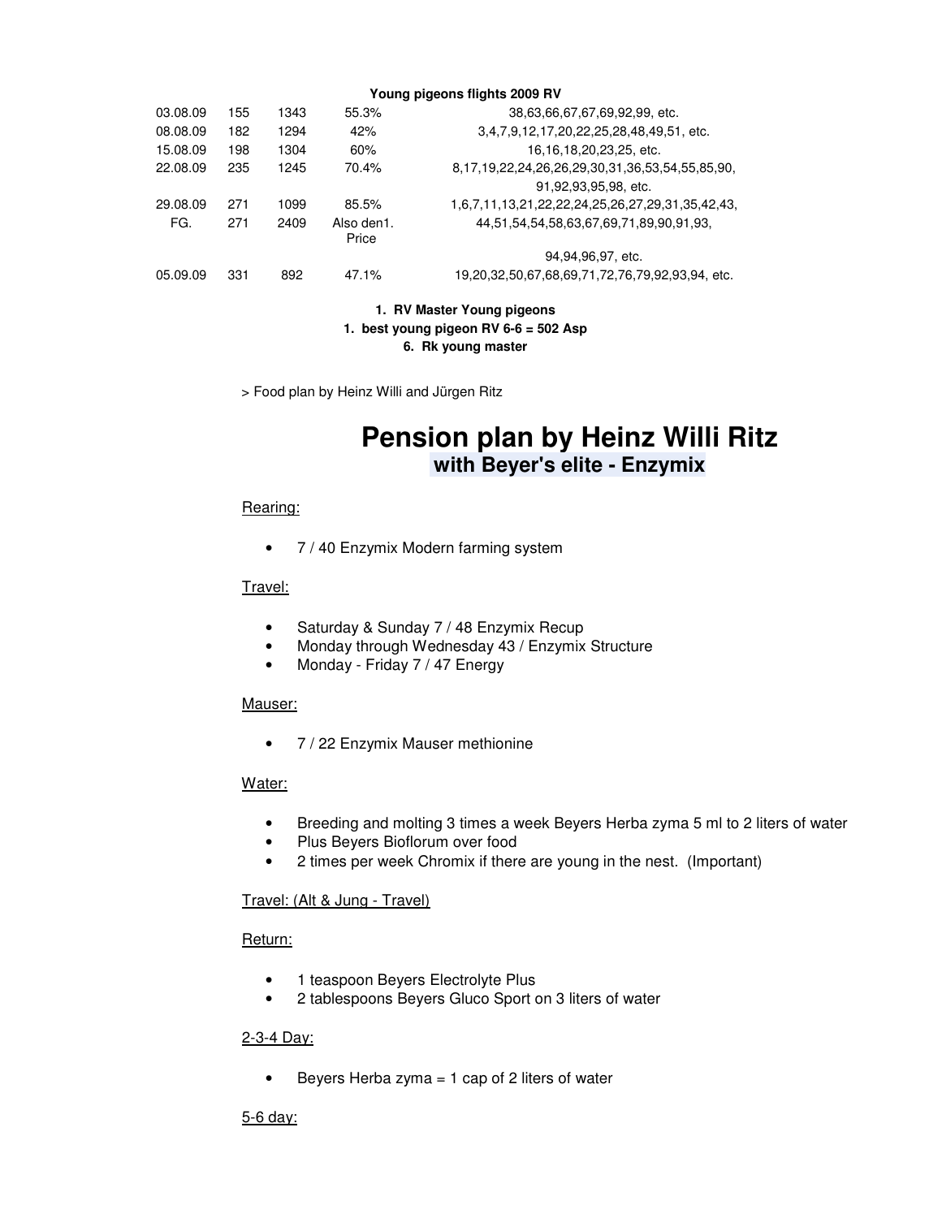**Young pigeons flights 2009 RV**

| | | | | |
|---|---|---|---|---|
| 03.08.09 | 155 | 1343 | 55.3% | 38,63,66,67,67,69,92,99, etc. |
| 08.08.09 | 182 | 1294 | 42% | 3,4,7,9,12,17,20,22,25,28,48,49,51, etc. |
| 15.08.09 | 198 | 1304 | 60% | 16,16,18,20,23,25, etc. |
| 22.08.09 | 235 | 1245 | 70.4% | 8,17,19,22,24,26,26,29,30,31,36,53,54,55,85,90, 91,92,93,95,98, etc. |
| 29.08.09 | 271 | 1099 | 85.5% | 1,6,7,11,13,21,22,22,24,25,26,27,29,31,35,42,43, |
| FG. | 271 | 2409 | Also den1. Price | 44,51,54,54,58,63,67,69,71,89,90,91,93, 94,94,96,97, etc. |
| 05.09.09 | 331 | 892 | 47.1% | 19,20,32,50,67,68,69,71,72,76,79,92,93,94, etc. |

**1. RV Master Young pigeons**
**1. best young pigeon RV 6-6 = 502 Asp**
**6. Rk young master**

> Food plan by Heinz Willi and Jürgen Ritz

# Pension plan by Heinz Willi Ritz
## with Beyer's elite - Enzymix

Rearing:

- 7 / 40 Enzymix Modern farming system

Travel:

- Saturday & Sunday 7 / 48 Enzymix Recup
- Monday through Wednesday 43 / Enzymix Structure
- Monday - Friday 7 / 47 Energy

Mauser:

- 7 / 22 Enzymix Mauser methionine

Water:

- Breeding and molting 3 times a week Beyers Herba zyma 5 ml to 2 liters of water
- Plus Beyers Bioflorum over food
- 2 times per week Chromix if there are young in the nest. (Important)

Travel: (Alt & Jung - Travel)

Return:

- 1 teaspoon Beyers Electrolyte Plus
- 2 tablespoons Beyers Gluco Sport on 3 liters of water

2-3-4 Day:

- Beyers Herba zyma = 1 cap of 2 liters of water

5-6 day: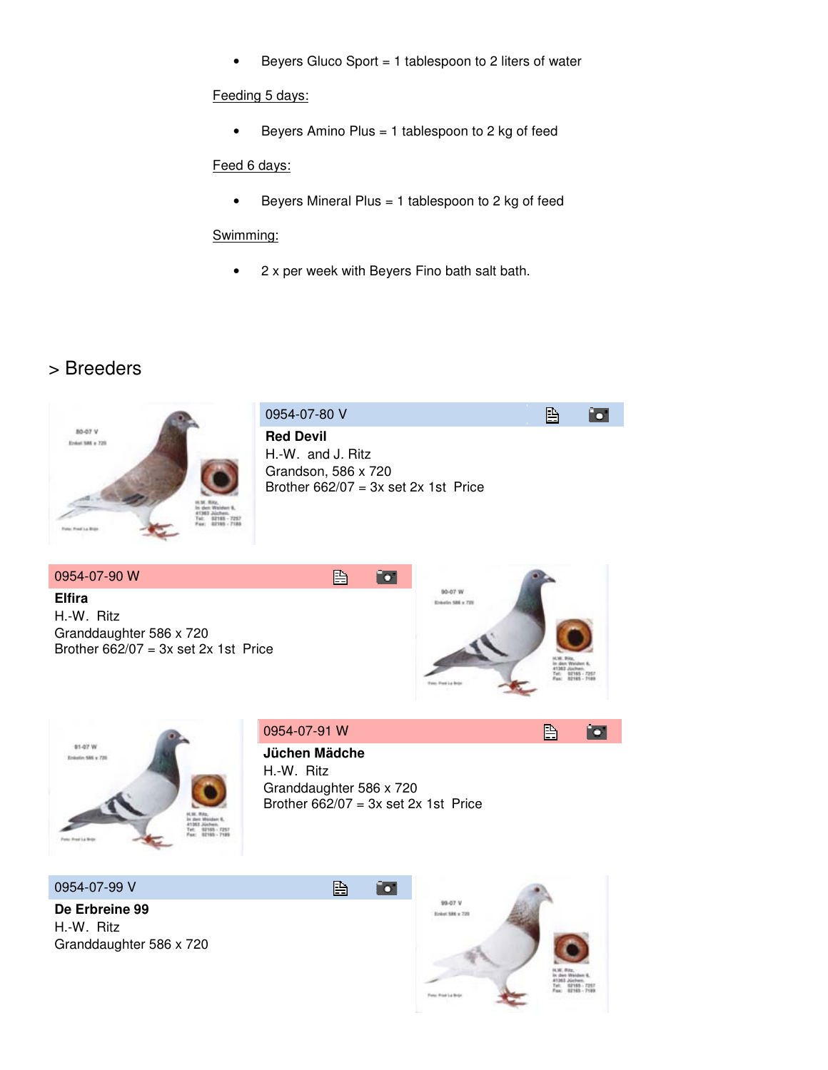- Beyers Gluco Sport = 1 tablespoon to 2 liters of water

Feeding 5 days:

- Beyers Amino Plus = 1 tablespoon to 2 kg of feed

Feed 6 days:

- Beyers Mineral Plus = 1 tablespoon to 2 kg of feed

Swimming:

- 2 x per week with Beyers Fino bath salt bath.

## > Breeders

### 0954-07-80 V

**Red Devil**
H.-W. and J. Ritz
Grandson, 586 x 720
Brother 662/07 = 3x set 2x 1st Price

### 0954-07-90 W

**Elfira**
H.-W. Ritz
Granddaughter 586 x 720
Brother 662/07 = 3x set 2x 1st Price

### 0954-07-91 W

**Jüchen Mädche**
H.-W. Ritz
Granddaughter 586 x 720
Brother 662/07 = 3x set 2x 1st Price

### 0954-07-99 V

**De Erbreine 99**
H.-W. Ritz
Granddaughter 586 x 720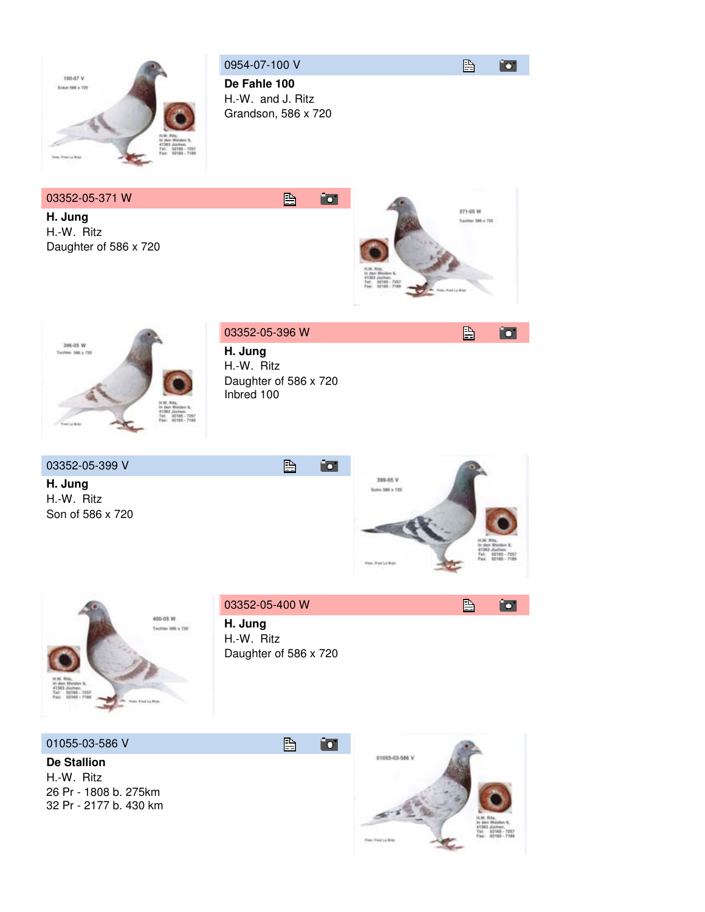0954-07-100 V

**De Fahle 100**
H.-W. and J. Ritz
Grandson, 586 x 720

03352-05-371 W

**H. Jung**
H.-W. Ritz
Daughter of 586 x 720

03352-05-396 W

**H. Jung**
H.-W. Ritz
Daughter of 586 x 720
Inbred 100

03352-05-399 V

**H. Jung**
H.-W. Ritz
Son of 586 x 720

03352-05-400 W

**H. Jung**
H.-W. Ritz
Daughter of 586 x 720

01055-03-586 V

**De Stallion**
H.-W. Ritz
26 Pr - 1808 b. 275km
32 Pr - 2177 b. 430 km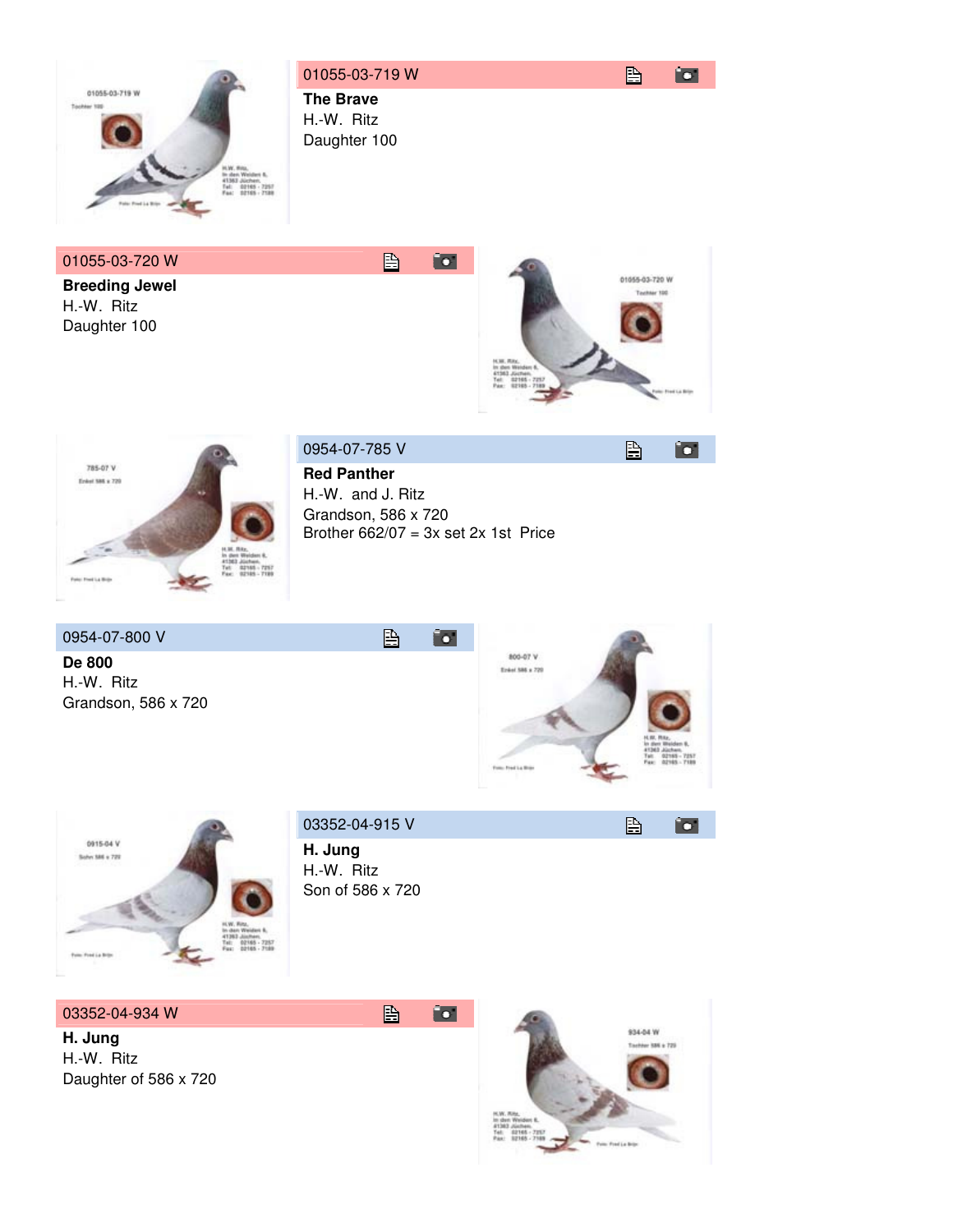01055-03-719 W

**The Brave**
H.-W. Ritz
Daughter 100

01055-03-720 W

**Breeding Jewel**
H.-W. Ritz
Daughter 100

0954-07-785 V

**Red Panther**
H.-W. and J. Ritz
Grandson, 586 x 720
Brother 662/07 = 3x set 2x 1st Price

0954-07-800 V

**De 800**
H.-W. Ritz
Grandson, 586 x 720

03352-04-915 V

**H. Jung**
H.-W. Ritz
Son of 586 x 720

03352-04-934 W

**H. Jung**
H.-W. Ritz
Daughter of 586 x 720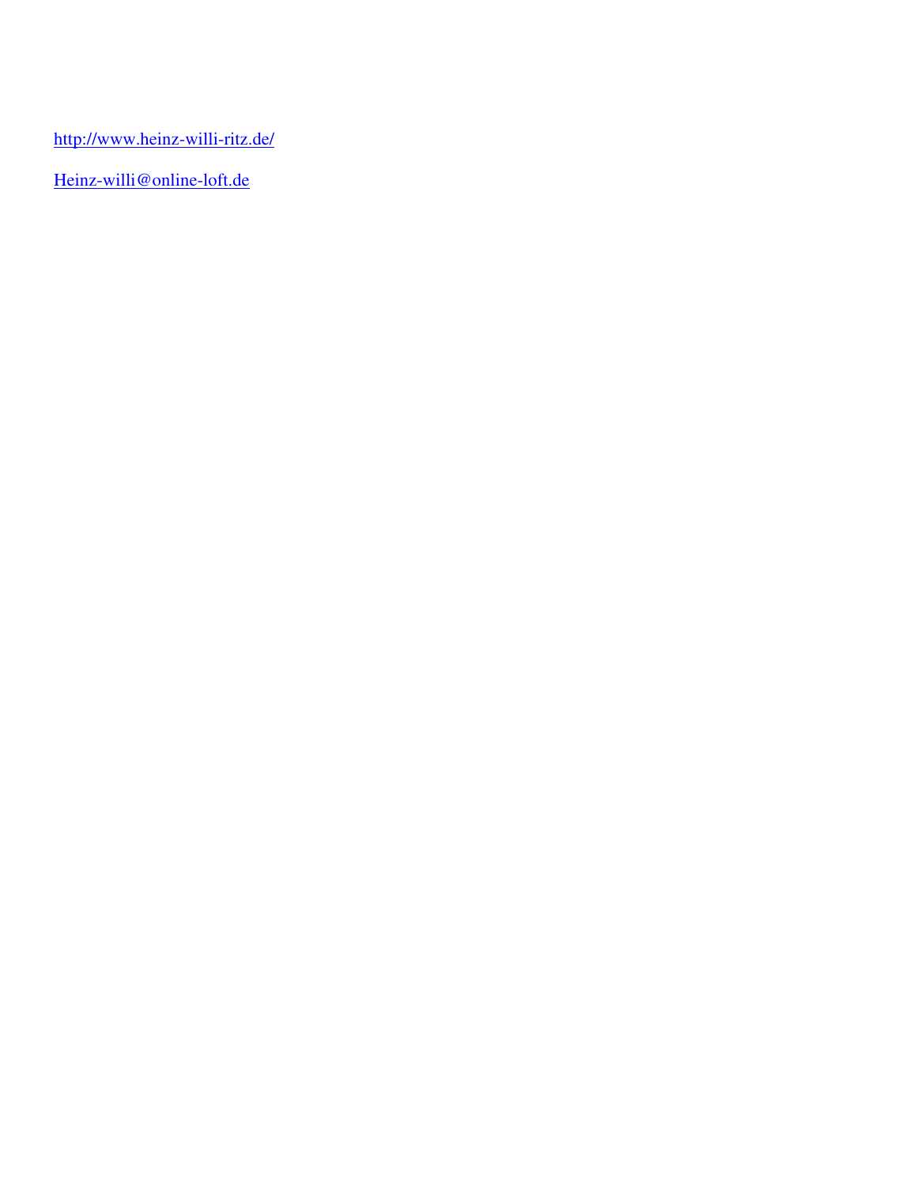http://www.heinz-willi-ritz.de/

Heinz-willi@online-loft.de